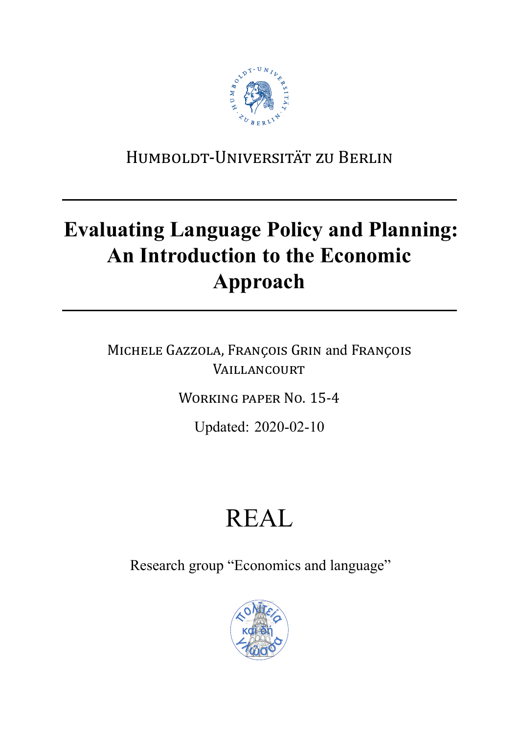Humboldt-Universität zu Berlin

# Evaluating Language Policy and Planning: An Introduction to the Economic Approach

Michele Gazzola, François Grin and François Vaillancourt

Working paper No. 15-4

Updated: 2020-02-10

# REAL

Research group "Economics and language"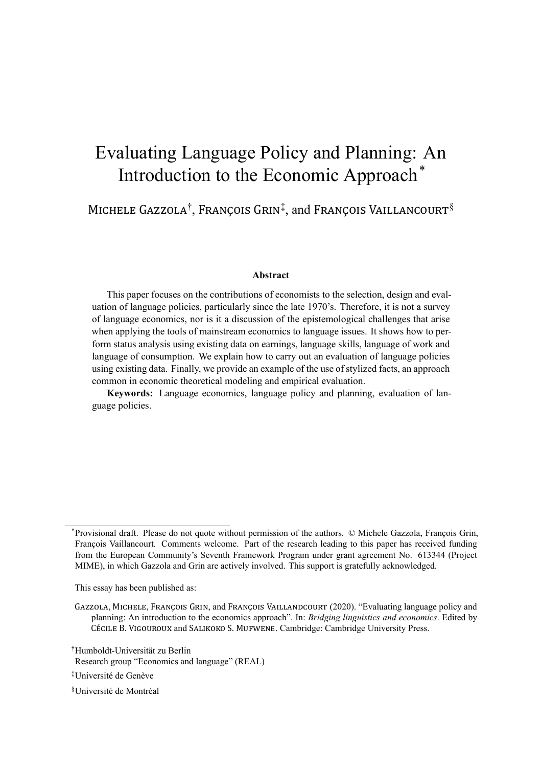# Evaluating Language Policy and Planning: An Introduction to the Economic Approach*

Michele Gazzola[†], François Grin[‡], and François Vaillancourt[§]

**Abstract**

This paper focuses on the contributions of economists to the selection, design and evaluation of language policies, particularly since the late 1970's. Therefore, it is not a survey of language economics, nor is it a discussion of the epistemological challenges that arise when applying the tools of mainstream economics to language issues. It shows how to perform status analysis using existing data on earnings, language skills, language of work and language of consumption. We explain how to carry out an evaluation of language policies using existing data. Finally, we provide an example of the use of stylized facts, an approach common in economic theoretical modeling and empirical evaluation.

**Keywords:** Language economics, language policy and planning, evaluation of language policies.

---

*Provisional draft. Please do not quote without permission of the authors. © Michele Gazzola, François Grin, François Vaillancourt. Comments welcome. Part of the research leading to this paper has received funding from the European Community's Seventh Framework Program under grant agreement No. 613344 (Project MIME), in which Gazzola and Grin are actively involved. This support is gratefully acknowledged.

This essay has been published as:

Gazzola, Michele, François Grin, and François Vaillandcourt (2020). "Evaluating language policy and planning: An introduction to the economics approach". In: *Bridging linguistics and economics*. Edited by Cécile B. Vigouroux and Salikoko S. Mufwene. Cambridge: Cambridge University Press.

[†]Humboldt-Universität zu Berlin
Research group "Economics and language" (REAL)

[‡]Université de Genève

[§]Université de Montréal